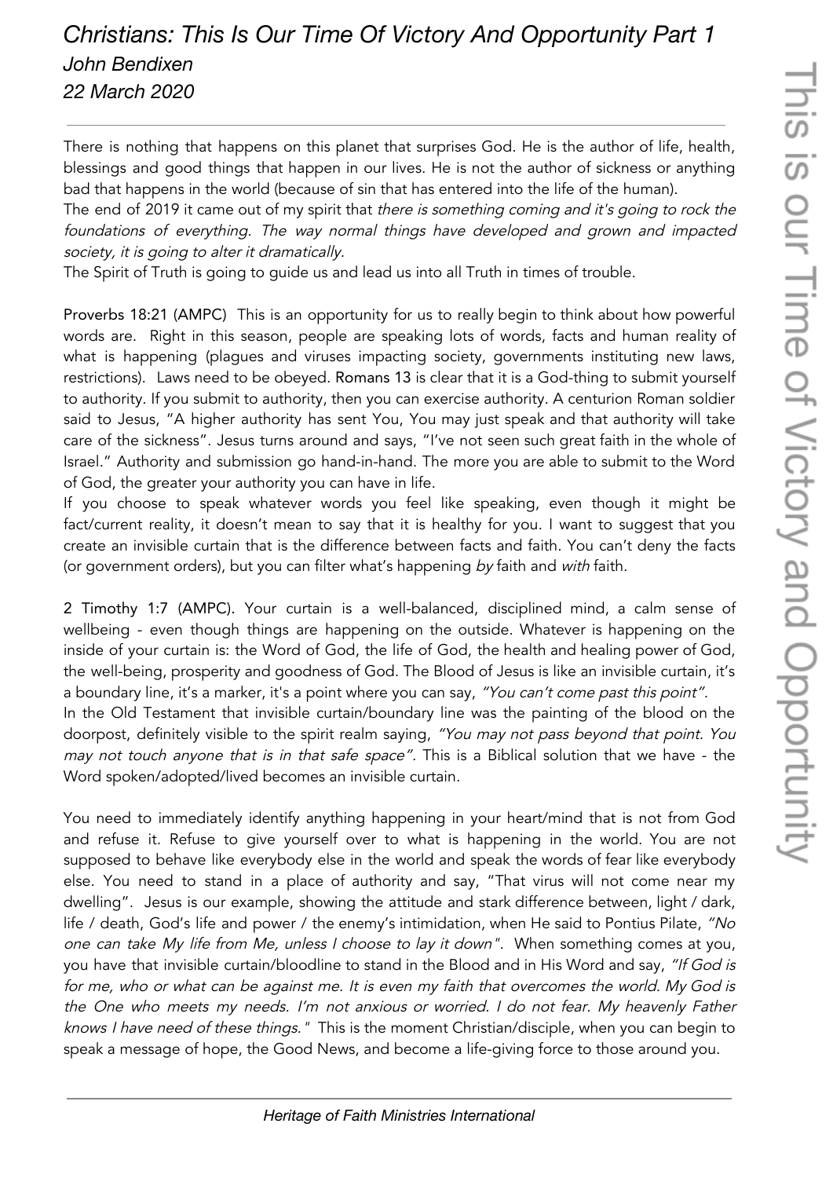# *Christians: This Is Our Time Of Victory And Opportunity Part 1*

*John Bendixen*

*22 March 2020*

---

There is nothing that happens on this planet that surprises God. He is the author of life, health, blessings and good things that happen in our lives. He is not the author of sickness or anything bad that happens in the world (because of sin that has entered into the life of the human).

The end of 2019 it came out of my spirit that *there is something coming and it's going to rock the foundations of everything. The way normal things have developed and grown and impacted society, it is going to alter it dramatically.*

The Spirit of Truth is going to guide us and lead us into all Truth in times of trouble.

Proverbs 18:21 (AMPC) This is an opportunity for us to really begin to think about how powerful words are. Right in this season, people are speaking lots of words, facts and human reality of what is happening (plagues and viruses impacting society, governments instituting new laws, restrictions). Laws need to be obeyed. Romans 13 is clear that it is a God-thing to submit yourself to authority. If you submit to authority, then you can exercise authority. A centurion Roman soldier said to Jesus, "A higher authority has sent You, You may just speak and that authority will take care of the sickness". Jesus turns around and says, "I've not seen such great faith in the whole of Israel." Authority and submission go hand-in-hand. The more you are able to submit to the Word of God, the greater your authority you can have in life.

If you choose to speak whatever words you feel like speaking, even though it might be fact/current reality, it doesn't mean to say that it is healthy for you. I want to suggest that you create an invisible curtain that is the difference between facts and faith. You can't deny the facts (or government orders), but you can filter what's happening *by* faith and *with* faith.

2 Timothy 1:7 (AMPC). Your curtain is a well-balanced, disciplined mind, a calm sense of wellbeing - even though things are happening on the outside. Whatever is happening on the inside of your curtain is: the Word of God, the life of God, the health and healing power of God, the well-being, prosperity and goodness of God. The Blood of Jesus is like an invisible curtain, it's a boundary line, it's a marker, it's a point where you can say, *"You can't come past this point".*

In the Old Testament that invisible curtain/boundary line was the painting of the blood on the doorpost, definitely visible to the spirit realm saying, *"You may not pass beyond that point. You may not touch anyone that is in that safe space".* This is a Biblical solution that we have - the Word spoken/adopted/lived becomes an invisible curtain.

You need to immediately identify anything happening in your heart/mind that is not from God and refuse it. Refuse to give yourself over to what is happening in the world. You are not supposed to behave like everybody else in the world and speak the words of fear like everybody else. You need to stand in a place of authority and say, "That virus will not come near my dwelling". Jesus is our example, showing the attitude and stark difference between, light / dark, life / death, God's life and power / the enemy's intimidation, when He said to Pontius Pilate, *"No one can take My life from Me, unless I choose to lay it down".* When something comes at you, you have that invisible curtain/bloodline to stand in the Blood and in His Word and say, *"If God is for me, who or what can be against me. It is even my faith that overcomes the world. My God is the One who meets my needs. I'm not anxious or worried. I do not fear. My heavenly Father knows I have need of these things."* This is the moment Christian/disciple, when you can begin to speak a message of hope, the Good News, and become a life-giving force to those around you.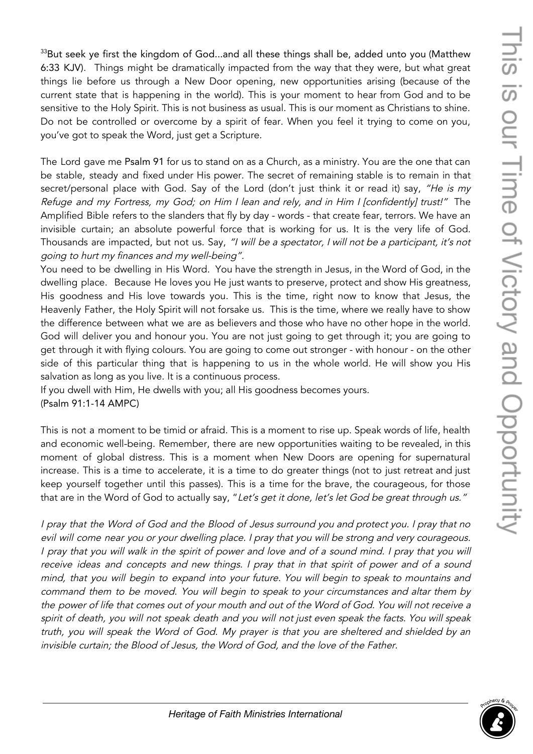[33]**But seek ye first the kingdom of God...and all these things shall be, added unto you (Matthew 6:33 KJV)**. Things might be dramatically impacted from the way that they were, but what great things lie before us through a New Door opening, new opportunities arising (because of the current state that is happening in the world). This is your moment to hear from God and to be sensitive to the Holy Spirit. This is not business as usual. This is our moment as Christians to shine. Do not be controlled or overcome by a spirit of fear. When you feel it trying to come on you, you've got to speak the Word, just get a Scripture.

The Lord gave me **Psalm 91** for us to stand on as a Church, as a ministry. You are the one that can be stable, steady and fixed under His power. The secret of remaining stable is to remain in that secret/personal place with God. Say of the Lord (don't just think it or read it) say, *"He is my Refuge and my Fortress, my God; on Him I lean and rely, and in Him I [confidently] trust!"* The Amplified Bible refers to the slanders that fly by day - words - that create fear, terrors. We have an invisible curtain; an absolute powerful force that is working for us. It is the very life of God. Thousands are impacted, but not us. Say, *"I will be a spectator, I will not be a participant, it's not going to hurt my finances and my well-being"*.

You need to be dwelling in His Word. You have the strength in Jesus, in the Word of God, in the dwelling place. Because He loves you He just wants to preserve, protect and show His greatness, His goodness and His love towards you. This is the time, right now to know that Jesus, the Heavenly Father, the Holy Spirit will not forsake us. This is the time, where we really have to show the difference between what we are as believers and those who have no other hope in the world. God will deliver you and honour you. You are not just going to get through it; you are going to get through it with flying colours. You are going to come out stronger - with honour - on the other side of this particular thing that is happening to us in the whole world. He will show you His salvation as long as you live. It is a continuous process.

If you dwell with Him, He dwells with you; all His goodness becomes yours.

**(Psalm 91:1-14 AMPC)**

This is not a moment to be timid or afraid. This is a moment to rise up. Speak words of life, health and economic well-being. Remember, there are new opportunities waiting to be revealed, in this moment of global distress. This is a moment when New Doors are opening for supernatural increase. This is a time to accelerate, it is a time to do greater things (not to just retreat and just keep yourself together until this passes). This is a time for the brave, the courageous, for those that are in the Word of God to actually say, "*Let's get it done, let's let God be great through us."*

*I pray that the Word of God and the Blood of Jesus surround you and protect you. I pray that no evil will come near you or your dwelling place. I pray that you will be strong and very courageous. I pray that you will walk in the spirit of power and love and of a sound mind. I pray that you will receive ideas and concepts and new things. I pray that in that spirit of power and of a sound mind, that you will begin to expand into your future. You will begin to speak to mountains and command them to be moved. You will begin to speak to your circumstances and altar them by the power of life that comes out of your mouth and out of the Word of God. You will not receive a spirit of death, you will not speak death and you will not just even speak the facts. You will speak truth, you will speak the Word of God. My prayer is that you are sheltered and shielded by an invisible curtain; the Blood of Jesus, the Word of God, and the love of the Father.*